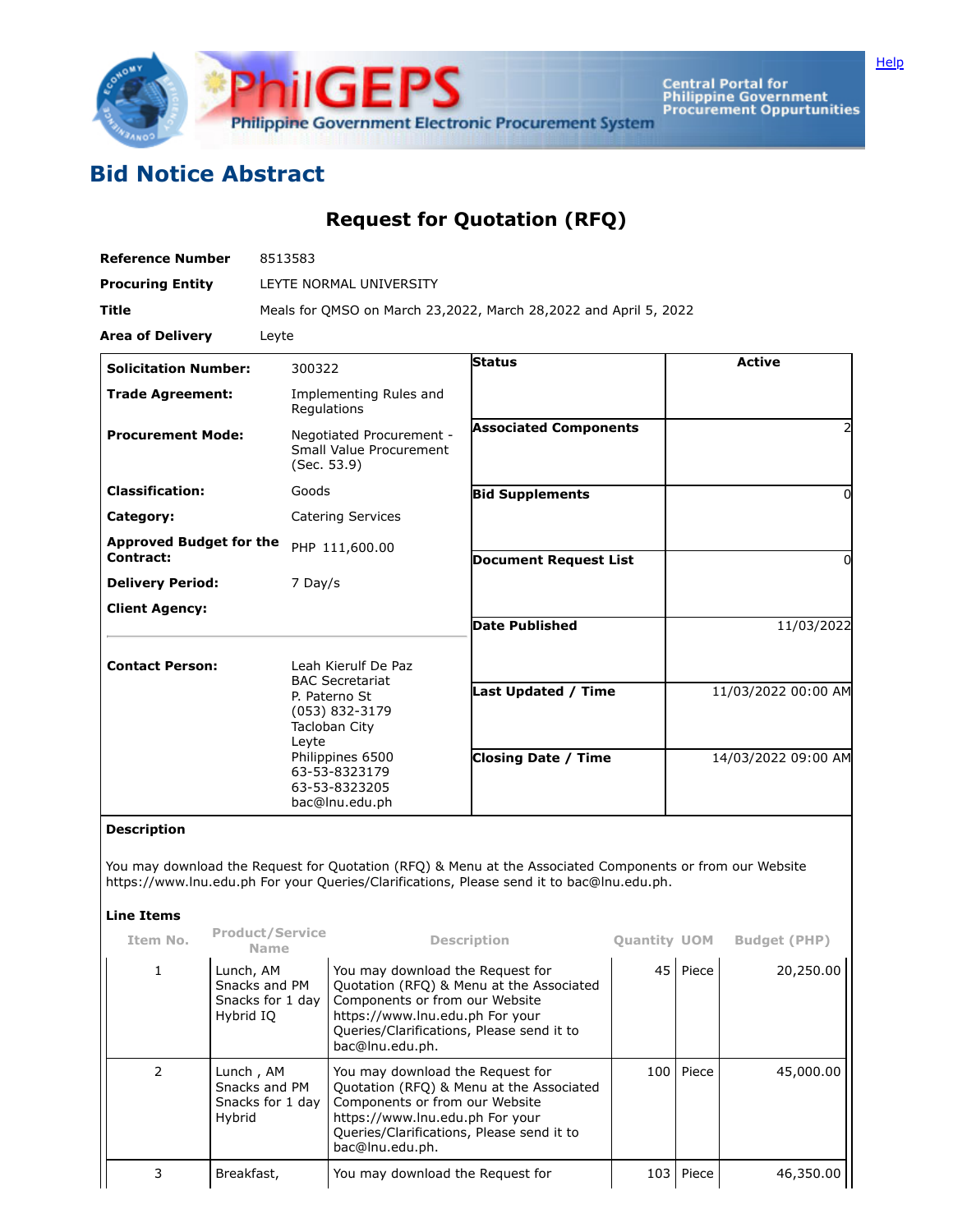PhilGEPS Philippine Government Electronic Procurement System

Central Portal for Philippine Government Procurement Oppurtunities

Help

# Bid Notice Abstract

## Request for Quotation (RFQ)

| | |
|---|---|
| **Reference Number** | 8513583 |
| **Procuring Entity** | LEYTE NORMAL UNIVERSITY |
| **Title** | Meals for QMSO on March 23,2022, March 28,2022 and April 5, 2022 |
| **Area of Delivery** | Leyte |

| | | | |
|---|---|---|---|
| **Solicitation Number:** | 300322 | **Status** | Active |
| **Trade Agreement:** | Implementing Rules and Regulations | | |
| **Procurement Mode:** | Negotiated Procurement - Small Value Procurement (Sec. 53.9) | **Associated Components** | 2 |
| **Classification:** | Goods | **Bid Supplements** | 0 |
| **Category:** | Catering Services | | |
| **Approved Budget for the Contract:** | PHP 111,600.00 | **Document Request List** | 0 |
| **Delivery Period:** | 7 Day/s | | |
| **Client Agency:** | | **Date Published** | 11/03/2022 |
| **Contact Person:** | Leah Kierulf De Paz<br>BAC Secretariat<br>P. Paterno St<br>(053) 832-3179<br>Tacloban City<br>Leyte<br>Philippines 6500<br>63-53-8323179<br>63-53-8323205<br>bac@lnu.edu.ph | **Last Updated / Time** | 11/03/2022 00:00 AM |
| | | **Closing Date / Time** | 14/03/2022 09:00 AM |

**Description**

You may download the Request for Quotation (RFQ) & Menu at the Associated Components or from our Website https://www.lnu.edu.ph For your Queries/Clarifications, Please send it to bac@lnu.edu.ph.

**Line Items**

| Item No. | Product/Service Name | Description | Quantity | UOM | Budget (PHP) |
|---|---|---|---|---|---|
| 1 | Lunch, AM Snacks and PM Snacks for 1 day Hybrid IQ | You may download the Request for Quotation (RFQ) & Menu at the Associated Components or from our Website https://www.lnu.edu.ph For your Queries/Clarifications, Please send it to bac@lnu.edu.ph. | 45 | Piece | 20,250.00 |
| 2 | Lunch , AM Snacks and PM Snacks for 1 day Hybrid | You may download the Request for Quotation (RFQ) & Menu at the Associated Components or from our Website https://www.lnu.edu.ph For your Queries/Clarifications, Please send it to bac@lnu.edu.ph. | 100 | Piece | 45,000.00 |
| 3 | Breakfast, | You may download the Request for | 103 | Piece | 46,350.00 |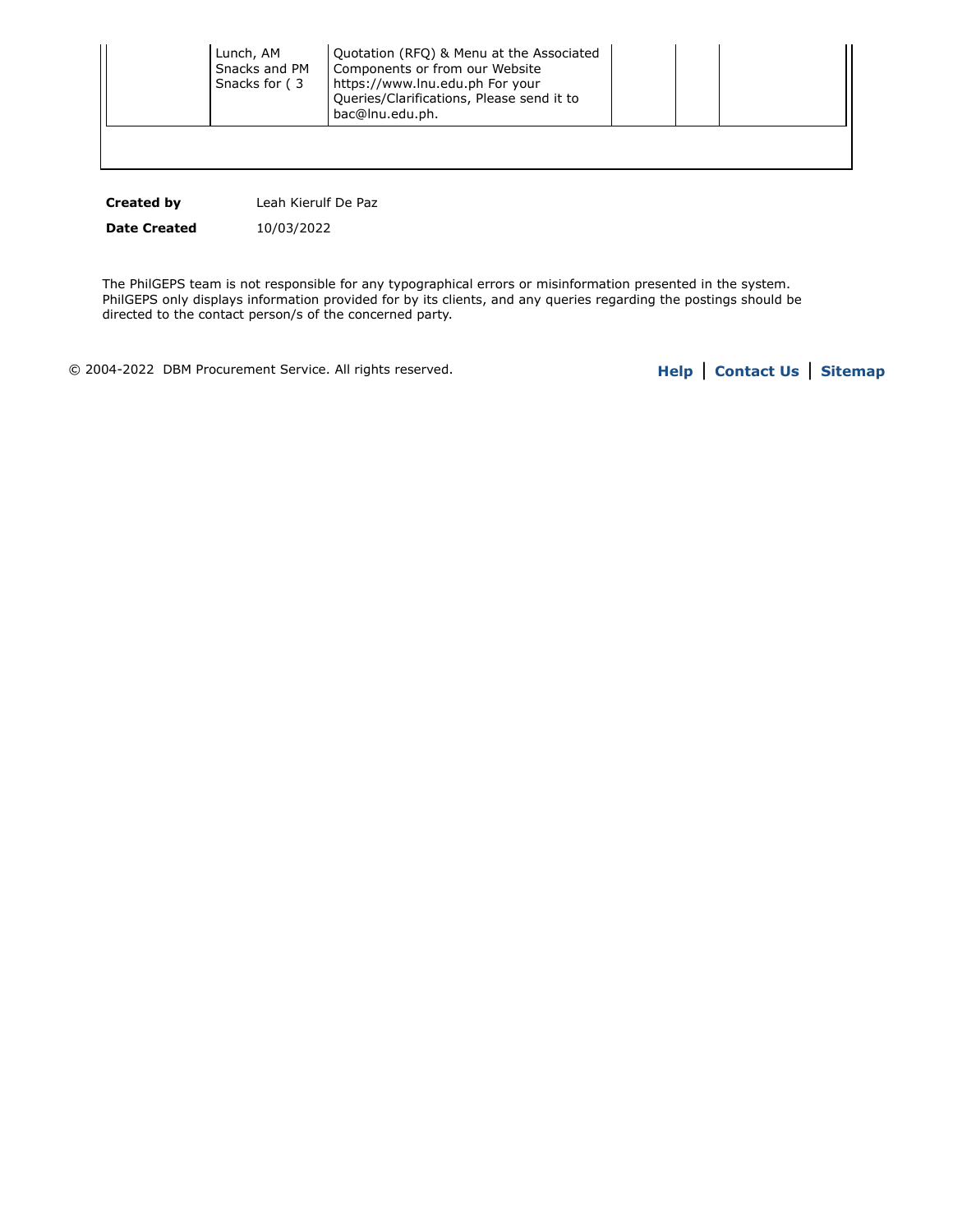| | | | | | |
|---|---|---|---|---|---|
| | Lunch, AM Snacks and PM Snacks for ( 3 | Quotation (RFQ) & Menu at the Associated Components or from our Website https://www.lnu.edu.ph For your Queries/Clarifications, Please send it to bac@lnu.edu.ph. | | | |

**Created by** Leah Kierulf De Paz

**Date Created** 10/03/2022

The PhilGEPS team is not responsible for any typographical errors or misinformation presented in the system. PhilGEPS only displays information provided for by its clients, and any queries regarding the postings should be directed to the contact person/s of the concerned party.

© 2004-2022 DBM Procurement Service. All rights reserved.

**Help** | **Contact Us** | **Sitemap**